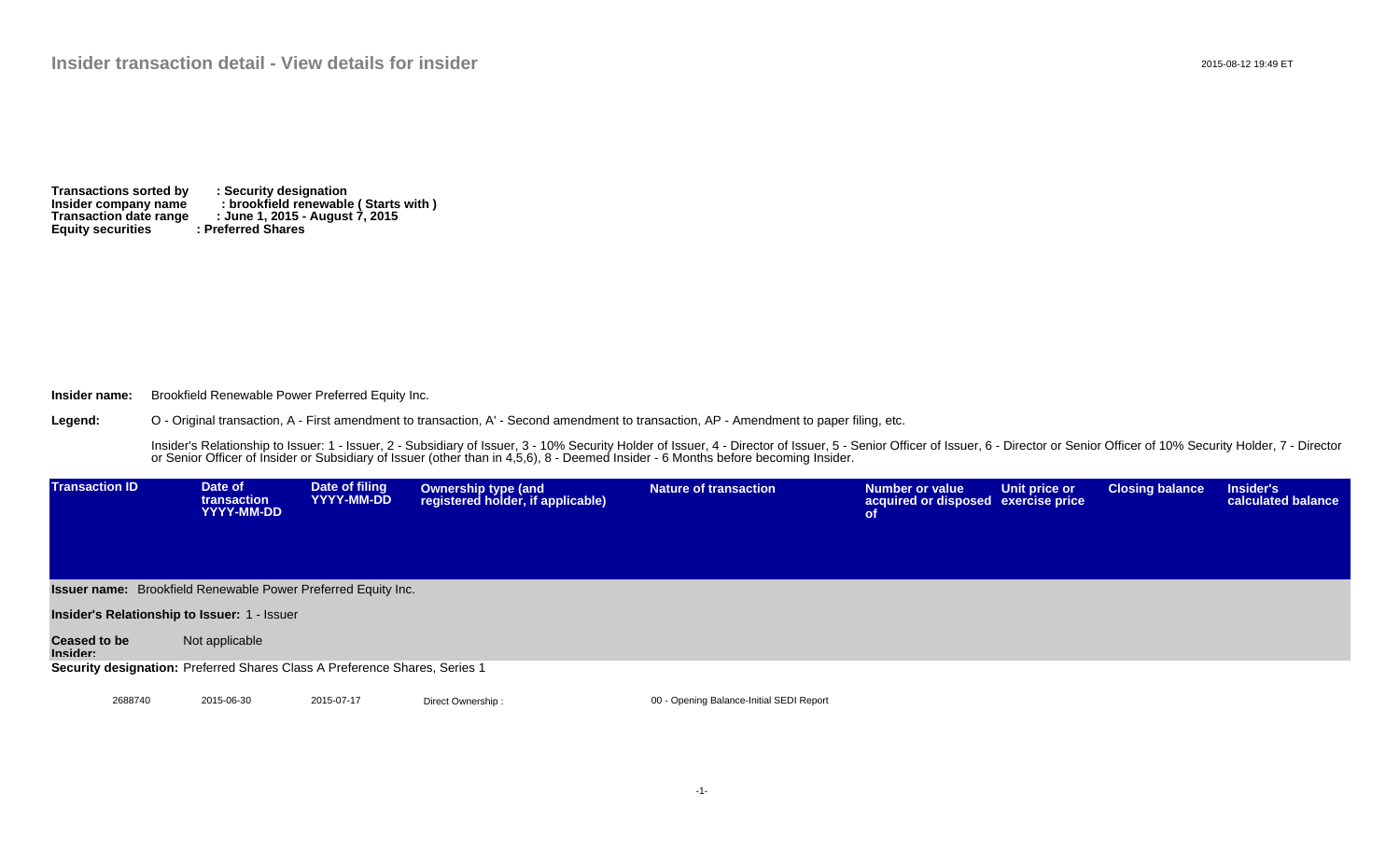# Insider transaction detail - View details for insider

2015-08-12 19:49 ET

**Transactions sorted by** : **Security designation**
**Insider company name** : **brookfield renewable ( Starts with )**
**Transaction date range** : **June 1, 2015 - August 7, 2015**
**Equity securities** : **Preferred Shares**

**Insider name:** Brookfield Renewable Power Preferred Equity Inc.

**Legend:** O - Original transaction, A - First amendment to transaction, A' - Second amendment to transaction, AP - Amendment to paper filing, etc.

Insider's Relationship to Issuer: 1 - Issuer, 2 - Subsidiary of Issuer, 3 - 10% Security Holder of Issuer, 4 - Director of Issuer, 5 - Senior Officer of Issuer, 6 - Director or Senior Officer of 10% Security Holder, 7 - Director or Senior Officer of Insider or Subsidiary of Issuer (other than in 4,5,6), 8 - Deemed Insider - 6 Months before becoming Insider.

| Transaction ID | Date of transaction YYYY-MM-DD | Date of filing YYYY-MM-DD | Ownership type (and registered holder, if applicable) | Nature of transaction | Number or value acquired or disposed of | Unit price or exercise price | Closing balance | Insider's calculated balance |
|---|---|---|---|---|---|---|---|---|
| **Issuer name:** Brookfield Renewable Power Preferred Equity Inc. | | | | | | | | |
| **Insider's Relationship to Issuer:** 1 - Issuer | | | | | | | | |
| **Ceased to be Insider:** Not applicable | | | | | | | | |
| **Security designation:** Preferred Shares Class A Preference Shares, Series 1 | | | | | | | | |
| 2688740 | 2015-06-30 | 2015-07-17 | Direct Ownership : | 00 - Opening Balance-Initial SEDI Report | | | | |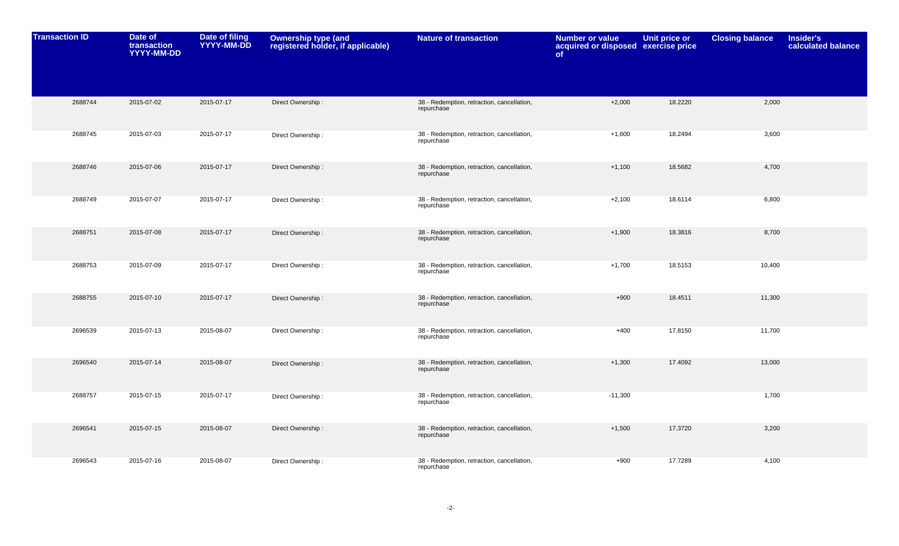| Transaction ID | Date of transaction YYYY-MM-DD | Date of filing YYYY-MM-DD | Ownership type (and registered holder, if applicable) | Nature of transaction | Number or value acquired or disposed of | Unit price or exercise price | Closing balance | Insider's calculated balance |
|---|---|---|---|---|---|---|---|---|
| 2688744 | 2015-07-02 | 2015-07-17 | Direct Ownership : | 38 - Redemption, retraction, cancellation, repurchase | +2,000 | 18.2220 | 2,000 | |
| 2688745 | 2015-07-03 | 2015-07-17 | Direct Ownership : | 38 - Redemption, retraction, cancellation, repurchase | +1,600 | 18.2494 | 3,600 | |
| 2688746 | 2015-07-06 | 2015-07-17 | Direct Ownership : | 38 - Redemption, retraction, cancellation, repurchase | +1,100 | 18.5682 | 4,700 | |
| 2688749 | 2015-07-07 | 2015-07-17 | Direct Ownership : | 38 - Redemption, retraction, cancellation, repurchase | +2,100 | 18.6114 | 6,800 | |
| 2688751 | 2015-07-08 | 2015-07-17 | Direct Ownership : | 38 - Redemption, retraction, cancellation, repurchase | +1,900 | 18.3816 | 8,700 | |
| 2688753 | 2015-07-09 | 2015-07-17 | Direct Ownership : | 38 - Redemption, retraction, cancellation, repurchase | +1,700 | 18.5153 | 10,400 | |
| 2688755 | 2015-07-10 | 2015-07-17 | Direct Ownership : | 38 - Redemption, retraction, cancellation, repurchase | +900 | 18.4511 | 11,300 | |
| 2696539 | 2015-07-13 | 2015-08-07 | Direct Ownership : | 38 - Redemption, retraction, cancellation, repurchase | +400 | 17.8150 | 11,700 | |
| 2696540 | 2015-07-14 | 2015-08-07 | Direct Ownership : | 38 - Redemption, retraction, cancellation, repurchase | +1,300 | 17.4092 | 13,000 | |
| 2688757 | 2015-07-15 | 2015-07-17 | Direct Ownership : | 38 - Redemption, retraction, cancellation, repurchase | -11,300 | | 1,700 | |
| 2696541 | 2015-07-15 | 2015-08-07 | Direct Ownership : | 38 - Redemption, retraction, cancellation, repurchase | +1,500 | 17.3720 | 3,200 | |
| 2696543 | 2015-07-16 | 2015-08-07 | Direct Ownership : | 38 - Redemption, retraction, cancellation, repurchase | +900 | 17.7289 | 4,100 | |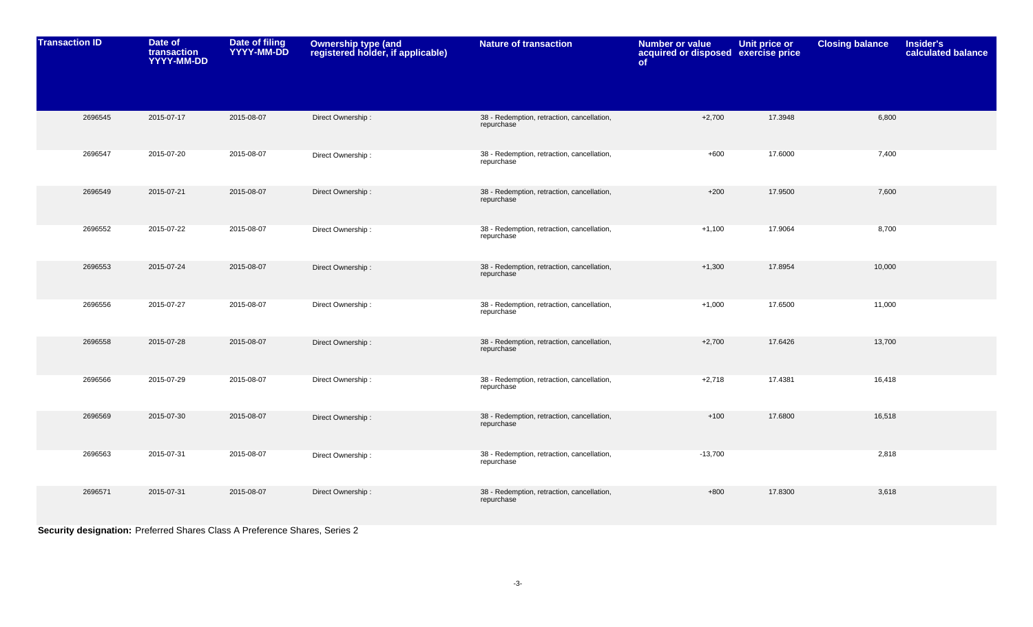| Transaction ID | Date of transaction YYYY-MM-DD | Date of filing YYYY-MM-DD | Ownership type (and registered holder, if applicable) | Nature of transaction | Number or value acquired or disposed of | Unit price or exercise price | Closing balance | Insider's calculated balance |
|---|---|---|---|---|---|---|---|---|
| 2696545 | 2015-07-17 | 2015-08-07 | Direct Ownership : | 38 - Redemption, retraction, cancellation, repurchase | +2,700 | 17.3948 | 6,800 | |
| 2696547 | 2015-07-20 | 2015-08-07 | Direct Ownership : | 38 - Redemption, retraction, cancellation, repurchase | +600 | 17.6000 | 7,400 | |
| 2696549 | 2015-07-21 | 2015-08-07 | Direct Ownership : | 38 - Redemption, retraction, cancellation, repurchase | +200 | 17.9500 | 7,600 | |
| 2696552 | 2015-07-22 | 2015-08-07 | Direct Ownership : | 38 - Redemption, retraction, cancellation, repurchase | +1,100 | 17.9064 | 8,700 | |
| 2696553 | 2015-07-24 | 2015-08-07 | Direct Ownership : | 38 - Redemption, retraction, cancellation, repurchase | +1,300 | 17.8954 | 10,000 | |
| 2696556 | 2015-07-27 | 2015-08-07 | Direct Ownership : | 38 - Redemption, retraction, cancellation, repurchase | +1,000 | 17.6500 | 11,000 | |
| 2696558 | 2015-07-28 | 2015-08-07 | Direct Ownership : | 38 - Redemption, retraction, cancellation, repurchase | +2,700 | 17.6426 | 13,700 | |
| 2696566 | 2015-07-29 | 2015-08-07 | Direct Ownership : | 38 - Redemption, retraction, cancellation, repurchase | +2,718 | 17.4381 | 16,418 | |
| 2696569 | 2015-07-30 | 2015-08-07 | Direct Ownership : | 38 - Redemption, retraction, cancellation, repurchase | +100 | 17.6800 | 16,518 | |
| 2696563 | 2015-07-31 | 2015-08-07 | Direct Ownership : | 38 - Redemption, retraction, cancellation, repurchase | -13,700 | | 2,818 | |
| 2696571 | 2015-07-31 | 2015-08-07 | Direct Ownership : | 38 - Redemption, retraction, cancellation, repurchase | +800 | 17.8300 | 3,618 | |

**Security designation:** Preferred Shares Class A Preference Shares, Series 2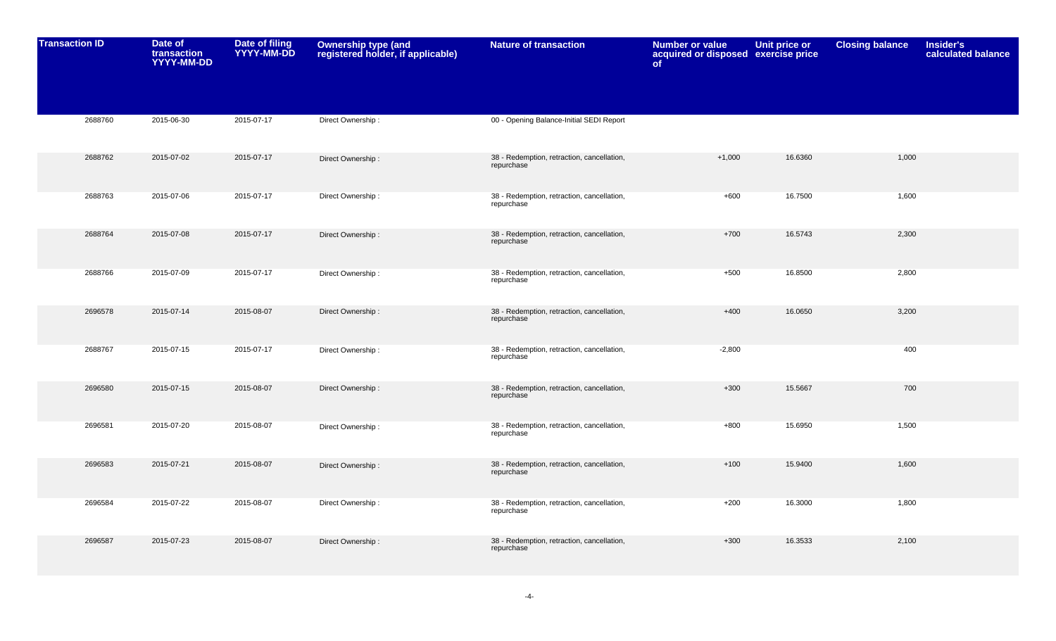| Transaction ID | Date of transaction YYYY-MM-DD | Date of filing YYYY-MM-DD | Ownership type (and registered holder, if applicable) | Nature of transaction | Number or value acquired or disposed of | Unit price or exercise price | Closing balance | Insider's calculated balance |
|---|---|---|---|---|---|---|---|---|
| 2688760 | 2015-06-30 | 2015-07-17 | Direct Ownership : | 00 - Opening Balance-Initial SEDI Report | | | | |
| 2688762 | 2015-07-02 | 2015-07-17 | Direct Ownership : | 38 - Redemption, retraction, cancellation, repurchase | +1,000 | 16.6360 | 1,000 | |
| 2688763 | 2015-07-06 | 2015-07-17 | Direct Ownership : | 38 - Redemption, retraction, cancellation, repurchase | +600 | 16.7500 | 1,600 | |
| 2688764 | 2015-07-08 | 2015-07-17 | Direct Ownership : | 38 - Redemption, retraction, cancellation, repurchase | +700 | 16.5743 | 2,300 | |
| 2688766 | 2015-07-09 | 2015-07-17 | Direct Ownership : | 38 - Redemption, retraction, cancellation, repurchase | +500 | 16.8500 | 2,800 | |
| 2696578 | 2015-07-14 | 2015-08-07 | Direct Ownership : | 38 - Redemption, retraction, cancellation, repurchase | +400 | 16.0650 | 3,200 | |
| 2688767 | 2015-07-15 | 2015-07-17 | Direct Ownership : | 38 - Redemption, retraction, cancellation, repurchase | -2,800 | | 400 | |
| 2696580 | 2015-07-15 | 2015-08-07 | Direct Ownership : | 38 - Redemption, retraction, cancellation, repurchase | +300 | 15.5667 | 700 | |
| 2696581 | 2015-07-20 | 2015-08-07 | Direct Ownership : | 38 - Redemption, retraction, cancellation, repurchase | +800 | 15.6950 | 1,500 | |
| 2696583 | 2015-07-21 | 2015-08-07 | Direct Ownership : | 38 - Redemption, retraction, cancellation, repurchase | +100 | 15.9400 | 1,600 | |
| 2696584 | 2015-07-22 | 2015-08-07 | Direct Ownership : | 38 - Redemption, retraction, cancellation, repurchase | +200 | 16.3000 | 1,800 | |
| 2696587 | 2015-07-23 | 2015-08-07 | Direct Ownership : | 38 - Redemption, retraction, cancellation, repurchase | +300 | 16.3533 | 2,100 | |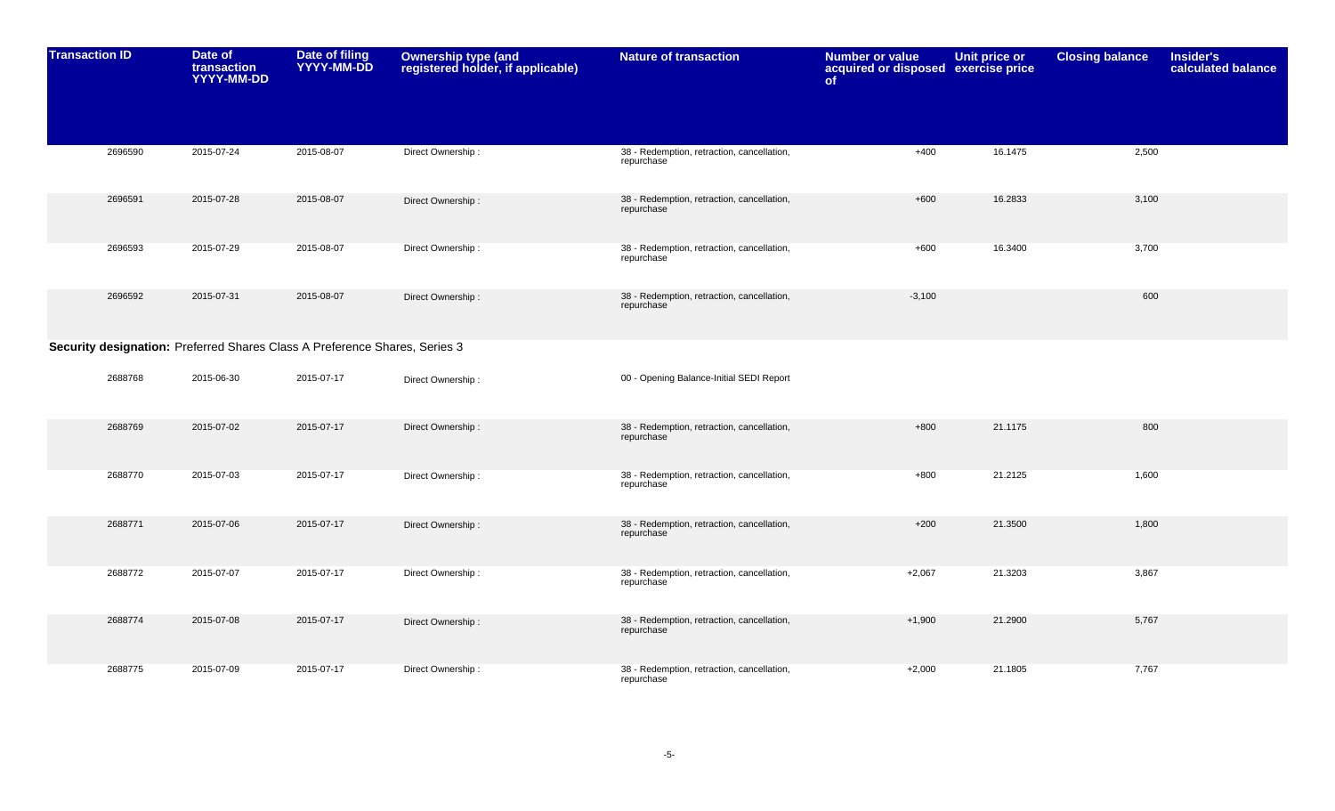| Transaction ID | Date of transaction YYYY-MM-DD | Date of filing YYYY-MM-DD | Ownership type (and registered holder, if applicable) | Nature of transaction | Number or value acquired or disposed of | Unit price or exercise price | Closing balance | Insider's calculated balance |
|---|---|---|---|---|---|---|---|---|
| 2696590 | 2015-07-24 | 2015-08-07 | Direct Ownership : | 38 - Redemption, retraction, cancellation, repurchase | +400 | 16.1475 | 2,500 | |
| 2696591 | 2015-07-28 | 2015-08-07 | Direct Ownership : | 38 - Redemption, retraction, cancellation, repurchase | +600 | 16.2833 | 3,100 | |
| 2696593 | 2015-07-29 | 2015-08-07 | Direct Ownership : | 38 - Redemption, retraction, cancellation, repurchase | +600 | 16.3400 | 3,700 | |
| 2696592 | 2015-07-31 | 2015-08-07 | Direct Ownership : | 38 - Redemption, retraction, cancellation, repurchase | -3,100 | | 600 | |

**Security designation:** Preferred Shares Class A Preference Shares, Series 3

| Transaction ID | Date of transaction YYYY-MM-DD | Date of filing YYYY-MM-DD | Ownership type (and registered holder, if applicable) | Nature of transaction | Number or value acquired or disposed of | Unit price or exercise price | Closing balance | Insider's calculated balance |
|---|---|---|---|---|---|---|---|---|
| 2688768 | 2015-06-30 | 2015-07-17 | Direct Ownership : | 00 - Opening Balance-Initial SEDI Report | | | | |
| 2688769 | 2015-07-02 | 2015-07-17 | Direct Ownership : | 38 - Redemption, retraction, cancellation, repurchase | +800 | 21.1175 | 800 | |
| 2688770 | 2015-07-03 | 2015-07-17 | Direct Ownership : | 38 - Redemption, retraction, cancellation, repurchase | +800 | 21.2125 | 1,600 | |
| 2688771 | 2015-07-06 | 2015-07-17 | Direct Ownership : | 38 - Redemption, retraction, cancellation, repurchase | +200 | 21.3500 | 1,800 | |
| 2688772 | 2015-07-07 | 2015-07-17 | Direct Ownership : | 38 - Redemption, retraction, cancellation, repurchase | +2,067 | 21.3203 | 3,867 | |
| 2688774 | 2015-07-08 | 2015-07-17 | Direct Ownership : | 38 - Redemption, retraction, cancellation, repurchase | +1,900 | 21.2900 | 5,767 | |
| 2688775 | 2015-07-09 | 2015-07-17 | Direct Ownership : | 38 - Redemption, retraction, cancellation, repurchase | +2,000 | 21.1805 | 7,767 | |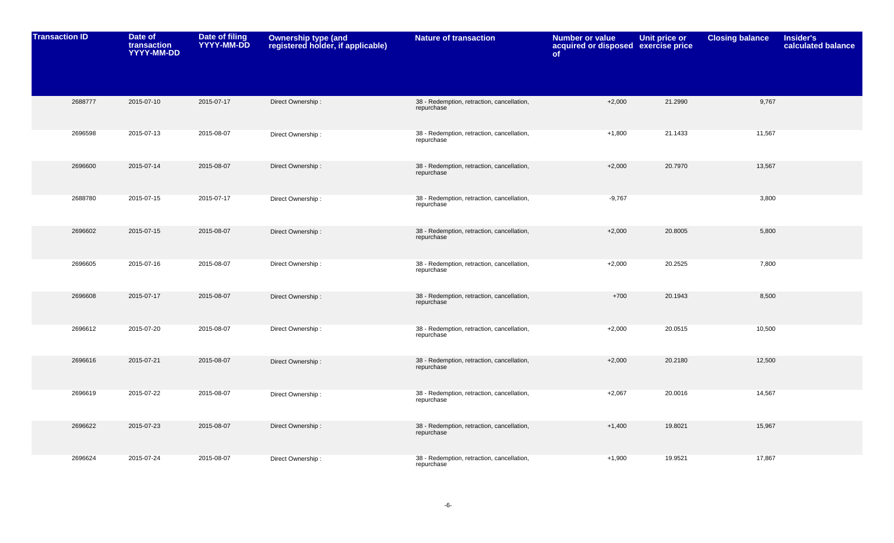| Transaction ID | Date of transaction YYYY-MM-DD | Date of filing YYYY-MM-DD | Ownership type (and registered holder, if applicable) | Nature of transaction | Number or value acquired or disposed of | Unit price or exercise price | Closing balance | Insider's calculated balance |
|---|---|---|---|---|---|---|---|---|
| 2688777 | 2015-07-10 | 2015-07-17 | Direct Ownership : | 38 - Redemption, retraction, cancellation, repurchase | +2,000 | 21.2990 | 9,767 | |
| 2696598 | 2015-07-13 | 2015-08-07 | Direct Ownership : | 38 - Redemption, retraction, cancellation, repurchase | +1,800 | 21.1433 | 11,567 | |
| 2696600 | 2015-07-14 | 2015-08-07 | Direct Ownership : | 38 - Redemption, retraction, cancellation, repurchase | +2,000 | 20.7970 | 13,567 | |
| 2688780 | 2015-07-15 | 2015-07-17 | Direct Ownership : | 38 - Redemption, retraction, cancellation, repurchase | -9,767 | | 3,800 | |
| 2696602 | 2015-07-15 | 2015-08-07 | Direct Ownership : | 38 - Redemption, retraction, cancellation, repurchase | +2,000 | 20.8005 | 5,800 | |
| 2696605 | 2015-07-16 | 2015-08-07 | Direct Ownership : | 38 - Redemption, retraction, cancellation, repurchase | +2,000 | 20.2525 | 7,800 | |
| 2696608 | 2015-07-17 | 2015-08-07 | Direct Ownership : | 38 - Redemption, retraction, cancellation, repurchase | +700 | 20.1943 | 8,500 | |
| 2696612 | 2015-07-20 | 2015-08-07 | Direct Ownership : | 38 - Redemption, retraction, cancellation, repurchase | +2,000 | 20.0515 | 10,500 | |
| 2696616 | 2015-07-21 | 2015-08-07 | Direct Ownership : | 38 - Redemption, retraction, cancellation, repurchase | +2,000 | 20.2180 | 12,500 | |
| 2696619 | 2015-07-22 | 2015-08-07 | Direct Ownership : | 38 - Redemption, retraction, cancellation, repurchase | +2,067 | 20.0016 | 14,567 | |
| 2696622 | 2015-07-23 | 2015-08-07 | Direct Ownership : | 38 - Redemption, retraction, cancellation, repurchase | +1,400 | 19.8021 | 15,967 | |
| 2696624 | 2015-07-24 | 2015-08-07 | Direct Ownership : | 38 - Redemption, retraction, cancellation, repurchase | +1,900 | 19.9521 | 17,867 | |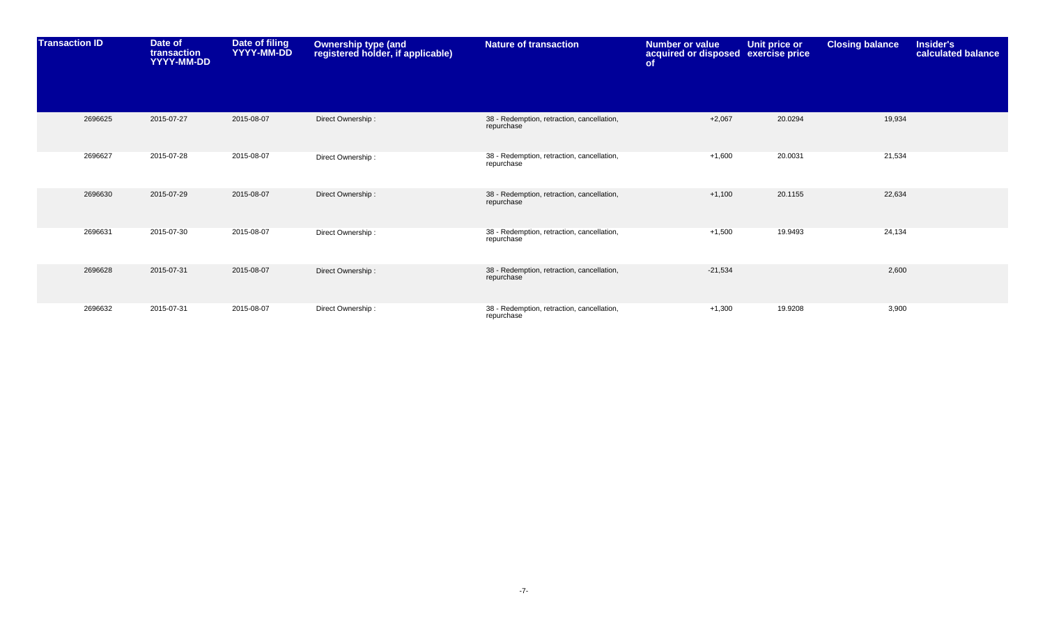| Transaction ID | Date of transaction YYYY-MM-DD | Date of filing YYYY-MM-DD | Ownership type (and registered holder, if applicable) | Nature of transaction | Number or value acquired or disposed of | Unit price or exercise price | Closing balance | Insider's calculated balance |
|---|---|---|---|---|---|---|---|---|
| 2696625 | 2015-07-27 | 2015-08-07 | Direct Ownership : | 38 - Redemption, retraction, cancellation, repurchase | +2,067 | 20.0294 | 19,934 | |
| 2696627 | 2015-07-28 | 2015-08-07 | Direct Ownership : | 38 - Redemption, retraction, cancellation, repurchase | +1,600 | 20.0031 | 21,534 | |
| 2696630 | 2015-07-29 | 2015-08-07 | Direct Ownership : | 38 - Redemption, retraction, cancellation, repurchase | +1,100 | 20.1155 | 22,634 | |
| 2696631 | 2015-07-30 | 2015-08-07 | Direct Ownership : | 38 - Redemption, retraction, cancellation, repurchase | +1,500 | 19.9493 | 24,134 | |
| 2696628 | 2015-07-31 | 2015-08-07 | Direct Ownership : | 38 - Redemption, retraction, cancellation, repurchase | -21,534 | | 2,600 | |
| 2696632 | 2015-07-31 | 2015-08-07 | Direct Ownership : | 38 - Redemption, retraction, cancellation, repurchase | +1,300 | 19.9208 | 3,900 | |